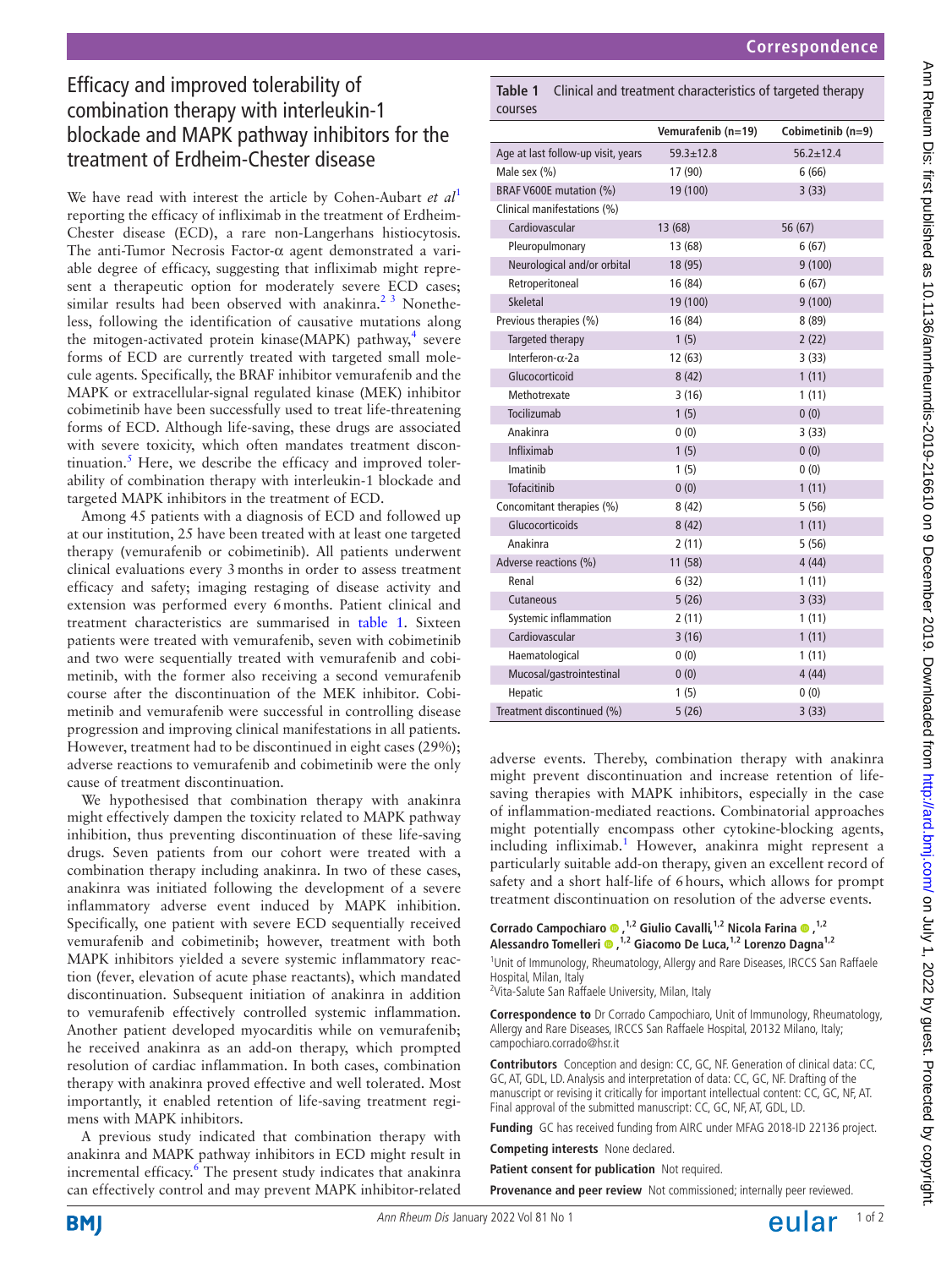Correspondence

# Efficacy and improved tolerability of combination therapy with interleukin-1 blockade and MAPK pathway inhibitors for the treatment of Erdheim-Chester disease

We have read with interest the article by Cohen-Aubart *et al*[1] reporting the efficacy of infliximab in the treatment of Erdheim-Chester disease (ECD), a rare non-Langerhans histiocytosis. The anti-Tumor Necrosis Factor-α agent demonstrated a variable degree of efficacy, suggesting that infliximab might represent a therapeutic option for moderately severe ECD cases; similar results had been observed with anakinra.[2 3] Nonetheless, following the identification of causative mutations along the mitogen-activated protein kinase(MAPK) pathway,[4] severe forms of ECD are currently treated with targeted small molecule agents. Specifically, the BRAF inhibitor vemurafenib and the MAPK or extracellular-signal regulated kinase (MEK) inhibitor cobimetinib have been successfully used to treat life-threatening forms of ECD. Although life-saving, these drugs are associated with severe toxicity, which often mandates treatment discontinuation.[5] Here, we describe the efficacy and improved tolerability of combination therapy with interleukin-1 blockade and targeted MAPK inhibitors in the treatment of ECD.

Among 45 patients with a diagnosis of ECD and followed up at our institution, 25 have been treated with at least one targeted therapy (vemurafenib or cobimetinib). All patients underwent clinical evaluations every 3 months in order to assess treatment efficacy and safety; imaging restaging of disease activity and extension was performed every 6 months. Patient clinical and treatment characteristics are summarised in table 1. Sixteen patients were treated with vemurafenib, seven with cobimetinib and two were sequentially treated with vemurafenib and cobimetinib, with the former also receiving a second vemurafenib course after the discontinuation of the MEK inhibitor. Cobimetinib and vemurafenib were successful in controlling disease progression and improving clinical manifestations in all patients. However, treatment had to be discontinued in eight cases (29%); adverse reactions to vemurafenib and cobimetinib were the only cause of treatment discontinuation.

We hypothesised that combination therapy with anakinra might effectively dampen the toxicity related to MAPK pathway inhibition, thus preventing discontinuation of these life-saving drugs. Seven patients from our cohort were treated with a combination therapy including anakinra. In two of these cases, anakinra was initiated following the development of a severe inflammatory adverse event induced by MAPK inhibition. Specifically, one patient with severe ECD sequentially received vemurafenib and cobimetinib; however, treatment with both MAPK inhibitors yielded a severe systemic inflammatory reaction (fever, elevation of acute phase reactants), which mandated discontinuation. Subsequent initiation of anakinra in addition to vemurafenib effectively controlled systemic inflammation. Another patient developed myocarditis while on vemurafenib; he received anakinra as an add-on therapy, which prompted resolution of cardiac inflammation. In both cases, combination therapy with anakinra proved effective and well tolerated. Most importantly, it enabled retention of life-saving treatment regimens with MAPK inhibitors.

A previous study indicated that combination therapy with anakinra and MAPK pathway inhibitors in ECD might result in incremental efficacy.[6] The present study indicates that anakinra can effectively control and may prevent MAPK inhibitor-related adverse events. Thereby, combination therapy with anakinra might prevent discontinuation and increase retention of life-saving therapies with MAPK inhibitors, especially in the case of inflammation-mediated reactions. Combinatorial approaches might potentially encompass other cytokine-blocking agents, including infliximab.[1] However, anakinra might represent a particularly suitable add-on therapy, given an excellent record of safety and a short half-life of 6 hours, which allows for prompt treatment discontinuation on resolution of the adverse events.

**Table 1** Clinical and treatment characteristics of targeted therapy courses

| | Vemurafenib (n=19) | Cobimetinib (n=9) |
|---|---|---|
| Age at last follow-up visit, years | 59.3±12.8 | 56.2±12.4 |
| Male sex (%) | 17 (90) | 6 (66) |
| BRAF V600E mutation (%) | 19 (100) | 3 (33) |
| Clinical manifestations (%) | | |
| Cardiovascular | 13 (68) | 56 (67) |
| Pleuropulmonary | 13 (68) | 6 (67) |
| Neurological and/or orbital | 18 (95) | 9 (100) |
| Retroperitoneal | 16 (84) | 6 (67) |
| Skeletal | 19 (100) | 9 (100) |
| Previous therapies (%) | 16 (84) | 8 (89) |
| Targeted therapy | 1 (5) | 2 (22) |
| Interferon-α-2a | 12 (63) | 3 (33) |
| Glucocorticoid | 8 (42) | 1 (11) |
| Methotrexate | 3 (16) | 1 (11) |
| Tocilizumab | 1 (5) | 0 (0) |
| Anakinra | 0 (0) | 3 (33) |
| Infliximab | 1 (5) | 0 (0) |
| Imatinib | 1 (5) | 0 (0) |
| Tofacitinib | 0 (0) | 1 (11) |
| Concomitant therapies (%) | 8 (42) | 5 (56) |
| Glucocorticoids | 8 (42) | 1 (11) |
| Anakinra | 2 (11) | 5 (56) |
| Adverse reactions (%) | 11 (58) | 4 (44) |
| Renal | 6 (32) | 1 (11) |
| Cutaneous | 5 (26) | 3 (33) |
| Systemic inflammation | 2 (11) | 1 (11) |
| Cardiovascular | 3 (16) | 1 (11) |
| Haematological | 0 (0) | 1 (11) |
| Mucosal/gastrointestinal | 0 (0) | 4 (44) |
| Hepatic | 1 (5) | 0 (0) |
| Treatment discontinued (%) | 5 (26) | 3 (33) |

**Corrado Campochiaro**[1,2] **Giulio Cavalli**,[1,2] **Nicola Farina**[1,2] **Alessandro Tomelleri**[1,2] **Giacomo De Luca**,[1,2] **Lorenzo Dagna**[1,2]

[1]Unit of Immunology, Rheumatology, Allergy and Rare Diseases, IRCCS San Raffaele Hospital, Milan, Italy
[2]Vita-Salute San Raffaele University, Milan, Italy

**Correspondence to** Dr Corrado Campochiaro, Unit of Immunology, Rheumatology, Allergy and Rare Diseases, IRCCS San Raffaele Hospital, 20132 Milano, Italy; campochiaro.corrado@hsr.it

**Contributors** Conception and design: CC, GC, NF. Generation of clinical data: CC, GC, AT, GDL, LD. Analysis and interpretation of data: CC, GC, NF. Drafting of the manuscript or revising it critically for important intellectual content: CC, GC, NF, AT. Final approval of the submitted manuscript: CC, GC, NF, AT, GDL, LD.

**Funding** GC has received funding from AIRC under MFAG 2018-ID 22136 project.

**Competing interests** None declared.

**Patient consent for publication** Not required.

**Provenance and peer review** Not commissioned; internally peer reviewed.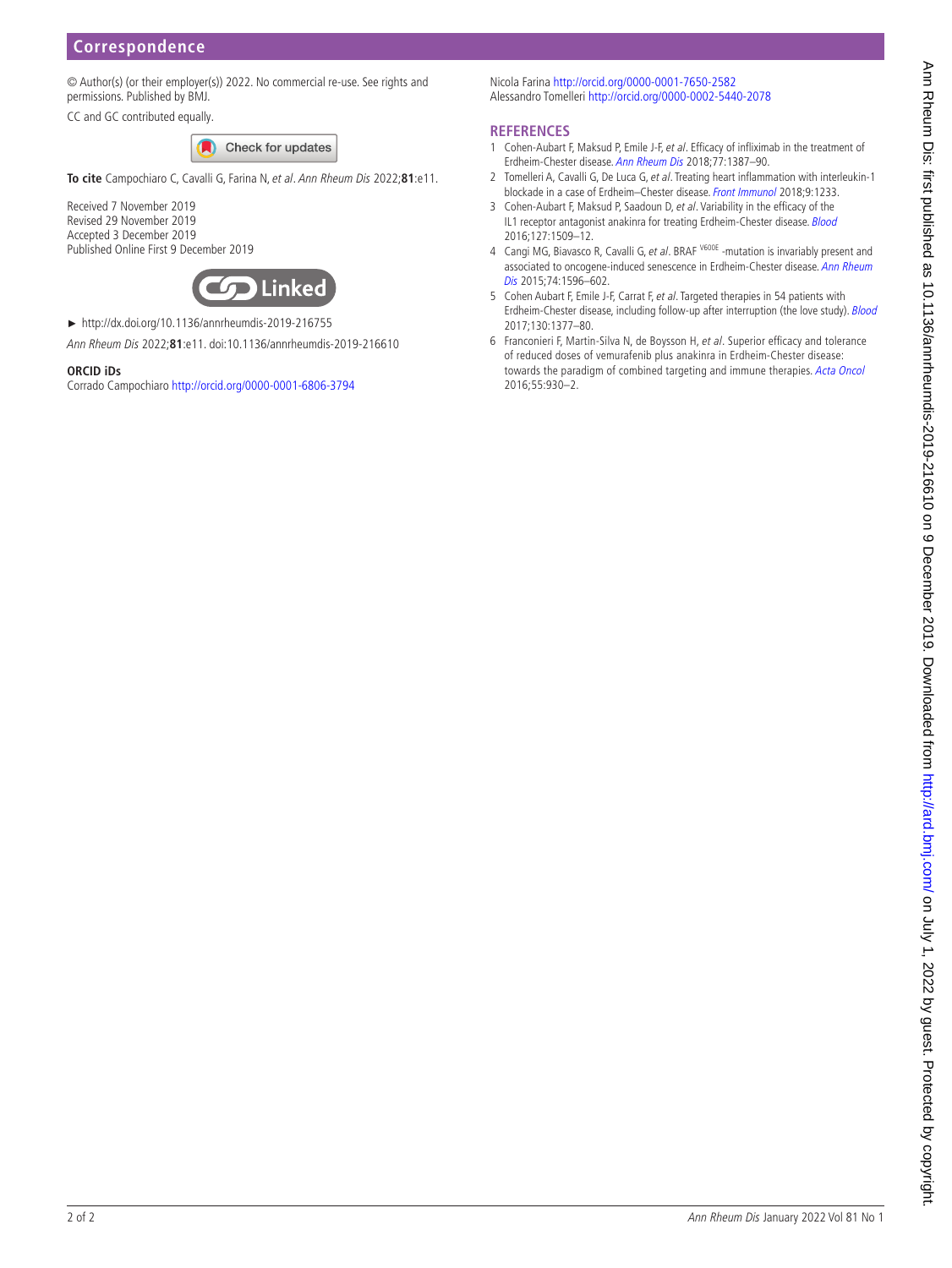© Author(s) (or their employer(s)) 2022. No commercial re-use. See rights and permissions. Published by BMJ.

CC and GC contributed equally.

**To cite** Campochiaro C, Cavalli G, Farina N, *et al*. *Ann Rheum Dis* 2022;**81**:e11.

Received 7 November 2019
Revised 29 November 2019
Accepted 3 December 2019
Published Online First 9 December 2019

► http://dx.doi.org/10.1136/annrheumdis-2019-216755

*Ann Rheum Dis* 2022;**81**:e11. doi:10.1136/annrheumdis-2019-216610

**ORCID iDs**

Corrado Campochiaro http://orcid.org/0000-0001-6806-3794
Nicola Farina http://orcid.org/0000-0001-7650-2582
Alessandro Tomelleri http://orcid.org/0000-0002-5440-2078

## REFERENCES

1. Cohen-Aubart F, Maksud P, Emile J-F, *et al*. Efficacy of infliximab in the treatment of Erdheim-Chester disease. *Ann Rheum Dis* 2018;77:1387–90.
2. Tomelleri A, Cavalli G, De Luca G, *et al*. Treating heart inflammation with interleukin-1 blockade in a case of Erdheim–Chester disease. *Front Immunol* 2018;9:1233.
3. Cohen-Aubart F, Maksud P, Saadoun D, *et al*. Variability in the efficacy of the IL1 receptor antagonist anakinra for treating Erdheim-Chester disease. *Blood* 2016;127:1509–12.
4. Cangi MG, Biavasco R, Cavalli G, *et al*. BRAF $^{V600E}$ -mutation is invariably present and associated to oncogene-induced senescence in Erdheim-Chester disease. *Ann Rheum Dis* 2015;74:1596–602.
5. Cohen Aubart F, Emile J-F, Carrat F, *et al*. Targeted therapies in 54 patients with Erdheim-Chester disease, including follow-up after interruption (the love study). *Blood* 2017;130:1377–80.
6. Franconieri F, Martin-Silva N, de Boysson H, *et al*. Superior efficacy and tolerance of reduced doses of vemurafenib plus anakinra in Erdheim-Chester disease: towards the paradigm of combined targeting and immune therapies. *Acta Oncol* 2016;55:930–2.